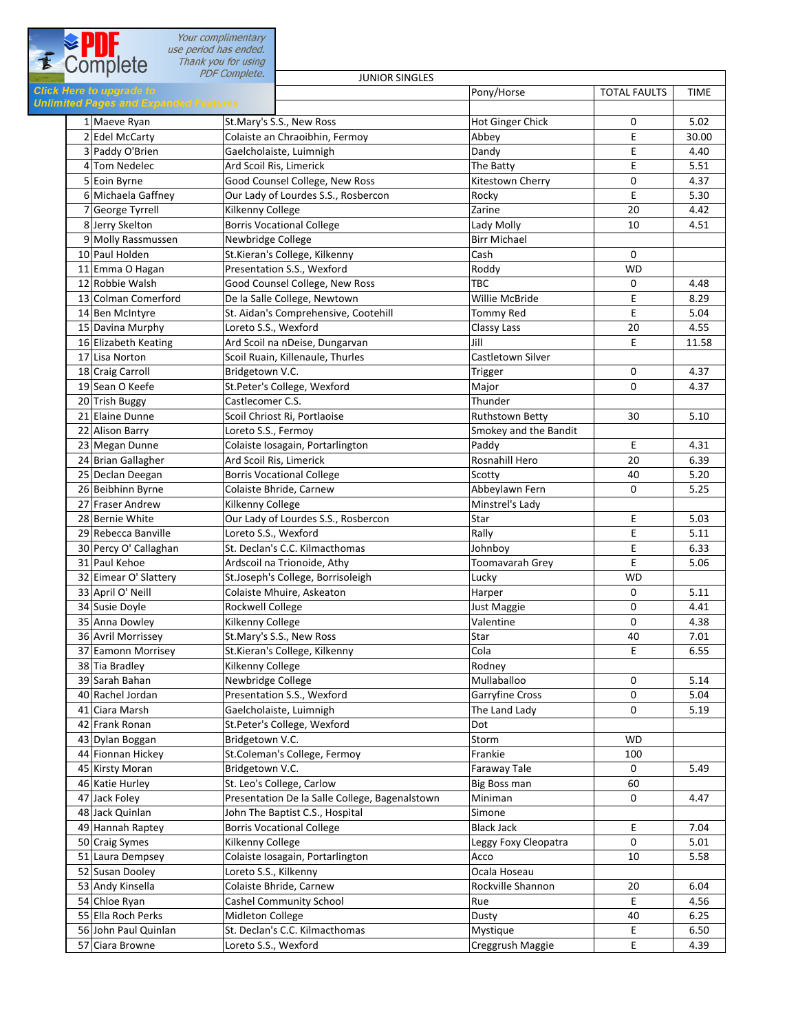| | | JUNIOR SINGLES | Pony/Horse | TOTAL FAULTS | TIME |
|---|---|---|---|---|---|
| 1 | Maeve Ryan | St.Mary's S.S., New Ross | Hot Ginger Chick | 0 | 5.02 |
| 2 | Edel McCarty | Colaiste an Chraoibhin, Fermoy | Abbey | E | 30.00 |
| 3 | Paddy O'Brien | Gaelcholaiste, Luimnigh | Dandy | E | 4.40 |
| 4 | Tom Nedelec | Ard Scoil Ris, Limerick | The Batty | E | 5.51 |
| 5 | Eoin Byrne | Good Counsel College, New Ross | Kitestown Cherry | 0 | 4.37 |
| 6 | Michaela Gaffney | Our Lady of Lourdes S.S., Rosbercon | Rocky | E | 5.30 |
| 7 | George Tyrrell | Kilkenny College | Zarine | 20 | 4.42 |
| 8 | Jerry Skelton | Borris Vocational College | Lady Molly | 10 | 4.51 |
| 9 | Molly Rassmussen | Newbridge College | Birr Michael | | |
| 10 | Paul Holden | St.Kieran's College, Kilkenny | Cash | 0 | |
| 11 | Emma O Hagan | Presentation S.S., Wexford | Roddy | WD | |
| 12 | Robbie Walsh | Good Counsel College, New Ross | TBC | 0 | 4.48 |
| 13 | Colman Comerford | De la Salle College, Newtown | Willie McBride | E | 8.29 |
| 14 | Ben McIntyre | St. Aidan's Comprehensive, Cootehill | Tommy Red | E | 5.04 |
| 15 | Davina Murphy | Loreto S.S., Wexford | Classy Lass | 20 | 4.55 |
| 16 | Elizabeth Keating | Ard Scoil na nDeise, Dungarvan | Jill | E | 11.58 |
| 17 | Lisa Norton | Scoil Ruain, Killenaule, Thurles | Castletown Silver | | |
| 18 | Craig Carroll | Bridgetown V.C. | Trigger | 0 | 4.37 |
| 19 | Sean O Keefe | St.Peter's College, Wexford | Major | 0 | 4.37 |
| 20 | Trish Buggy | Castlecomer C.S. | Thunder | | |
| 21 | Elaine Dunne | Scoil Chriost Ri, Portlaoise | Ruthstown Betty | 30 | 5.10 |
| 22 | Alison Barry | Loreto S.S., Fermoy | Smokey and the Bandit | | |
| 23 | Megan Dunne | Colaiste Iosagain, Portarlington | Paddy | E | 4.31 |
| 24 | Brian Gallagher | Ard Scoil Ris, Limerick | Rosnahill Hero | 20 | 6.39 |
| 25 | Declan Deegan | Borris Vocational College | Scotty | 40 | 5.20 |
| 26 | Beibhinn Byrne | Colaiste Bhride, Carnew | Abbeylawn Fern | 0 | 5.25 |
| 27 | Fraser Andrew | Kilkenny College | Minstrel's Lady | | |
| 28 | Bernie White | Our Lady of Lourdes S.S., Rosbercon | Star | E | 5.03 |
| 29 | Rebecca Banville | Loreto S.S., Wexford | Rally | E | 5.11 |
| 30 | Percy O' Callaghan | St. Declan's C.C. Kilmacthomas | Johnboy | E | 6.33 |
| 31 | Paul Kehoe | Ardscoil na Trionoide, Athy | Toomavarah Grey | E | 5.06 |
| 32 | Eimear O' Slattery | St.Joseph's College, Borrisoleigh | Lucky | WD | |
| 33 | April O' Neill | Colaiste Mhuire, Askeaton | Harper | 0 | 5.11 |
| 34 | Susie Doyle | Rockwell College | Just Maggie | 0 | 4.41 |
| 35 | Anna Dowley | Kilkenny College | Valentine | 0 | 4.38 |
| 36 | Avril Morrissey | St.Mary's S.S., New Ross | Star | 40 | 7.01 |
| 37 | Eamonn Morrisey | St.Kieran's College, Kilkenny | Cola | E | 6.55 |
| 38 | Tia Bradley | Kilkenny College | Rodney | | |
| 39 | Sarah Bahan | Newbridge College | Mullaballoo | 0 | 5.14 |
| 40 | Rachel Jordan | Presentation S.S., Wexford | Garryfine Cross | 0 | 5.04 |
| 41 | Ciara Marsh | Gaelcholaiste, Luimnigh | The Land Lady | 0 | 5.19 |
| 42 | Frank Ronan | St.Peter's College, Wexford | Dot | | |
| 43 | Dylan Boggan | Bridgetown V.C. | Storm | WD | |
| 44 | Fionnan Hickey | St.Coleman's College, Fermoy | Frankie | 100 | |
| 45 | Kirsty Moran | Bridgetown V.C. | Faraway Tale | 0 | 5.49 |
| 46 | Katie Hurley | St. Leo's College, Carlow | Big Boss man | 60 | |
| 47 | Jack Foley | Presentation De la Salle College, Bagenalstown | Miniman | 0 | 4.47 |
| 48 | Jack Quinlan | John The Baptist C.S., Hospital | Simone | | |
| 49 | Hannah Raptey | Borris Vocational College | Black Jack | E | 7.04 |
| 50 | Craig Symes | Kilkenny College | Leggy Foxy Cleopatra | 0 | 5.01 |
| 51 | Laura Dempsey | Colaiste Iosagain, Portarlington | Acco | 10 | 5.58 |
| 52 | Susan Dooley | Loreto S.S., Kilkenny | Ocala Hoseau | | |
| 53 | Andy Kinsella | Colaiste Bhride, Carnew | Rockville Shannon | 20 | 6.04 |
| 54 | Chloe Ryan | Cashel Community School | Rue | E | 4.56 |
| 55 | Ella Roch Perks | Midleton College | Dusty | 40 | 6.25 |
| 56 | John Paul Quinlan | St. Declan's C.C. Kilmacthomas | Mystique | E | 6.50 |
| 57 | Ciara Browne | Loreto S.S., Wexford | Creggrush Maggie | E | 4.39 |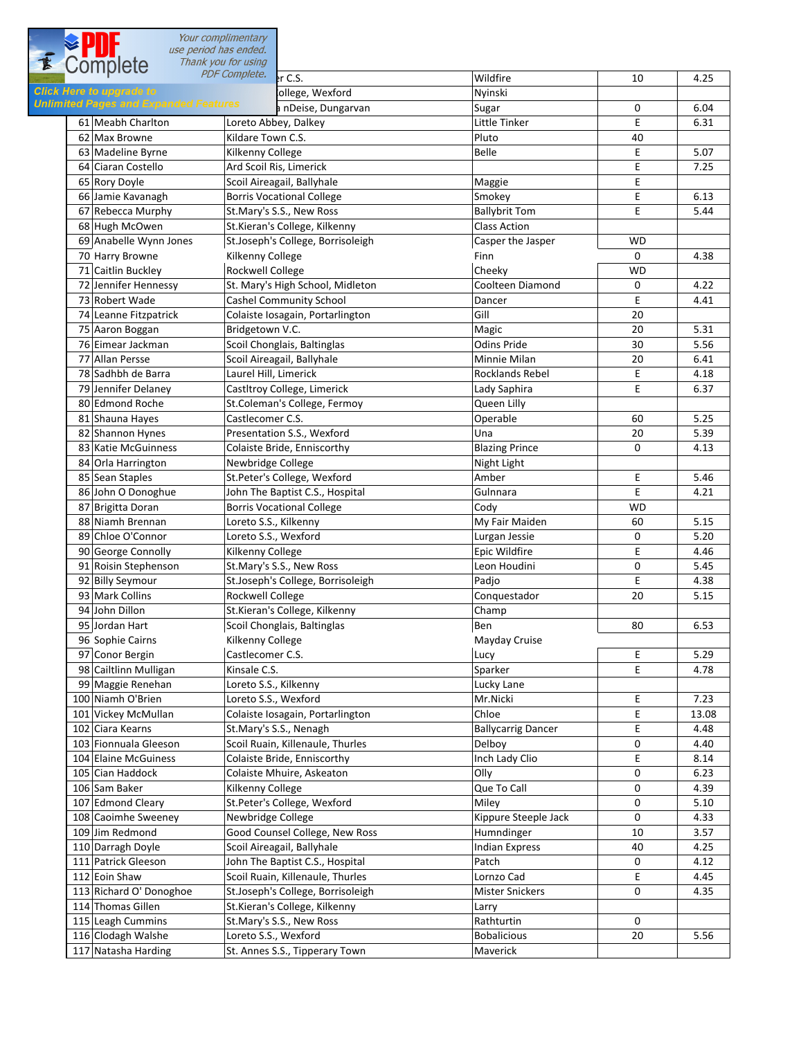| | | | | | |
|---|---|---|---|---|---|
| | | r C.S. | Wildfire | 10 | 4.25 |
| | | ollege, Wexford | Nyinski | | |
| | | nDeise, Dungarvan | Sugar | 0 | 6.04 |
| 61 | Meabh Charlton | Loreto Abbey, Dalkey | Little Tinker | E | 6.31 |
| 62 | Max Browne | Kildare Town C.S. | Pluto | 40 | |
| 63 | Madeline Byrne | Kilkenny College | Belle | E | 5.07 |
| 64 | Ciaran Costello | Ard Scoil Ris, Limerick | | E | 7.25 |
| 65 | Rory Doyle | Scoil Aireagail, Ballyhale | Maggie | E | |
| 66 | Jamie Kavanagh | Borris Vocational College | Smokey | E | 6.13 |
| 67 | Rebecca Murphy | St.Mary's S.S., New Ross | Ballybrit Tom | E | 5.44 |
| 68 | Hugh McOwen | St.Kieran's College, Kilkenny | Class Action | | |
| 69 | Anabelle Wynn Jones | St.Joseph's College, Borrisoleigh | Casper the Jasper | WD | |
| 70 | Harry Browne | Kilkenny College | Finn | 0 | 4.38 |
| 71 | Caitlin Buckley | Rockwell College | Cheeky | WD | |
| 72 | Jennifer Hennessy | St. Mary's High School, Midleton | Coolteen Diamond | 0 | 4.22 |
| 73 | Robert Wade | Cashel Community School | Dancer | E | 4.41 |
| 74 | Leanne Fitzpatrick | Colaiste Iosagain, Portarlington | Gill | 20 | |
| 75 | Aaron Boggan | Bridgetown V.C. | Magic | 20 | 5.31 |
| 76 | Eimear Jackman | Scoil Chonglais, Baltinglas | Odins Pride | 30 | 5.56 |
| 77 | Allan Persse | Scoil Aireagail, Ballyhale | Minnie Milan | 20 | 6.41 |
| 78 | Sadhbh de Barra | Laurel Hill, Limerick | Rocklands Rebel | E | 4.18 |
| 79 | Jennifer Delaney | Castltroy College, Limerick | Lady Saphira | E | 6.37 |
| 80 | Edmond Roche | St.Coleman's College, Fermoy | Queen Lilly | | |
| 81 | Shauna Hayes | Castlecomer C.S. | Operable | 60 | 5.25 |
| 82 | Shannon Hynes | Presentation S.S., Wexford | Una | 20 | 5.39 |
| 83 | Katie McGuinness | Colaiste Bride, Enniscorthy | Blazing Prince | 0 | 4.13 |
| 84 | Orla Harrington | Newbridge College | Night Light | | |
| 85 | Sean Staples | St.Peter's College, Wexford | Amber | E | 5.46 |
| 86 | John O Donoghue | John The Baptist C.S., Hospital | Gulnnara | E | 4.21 |
| 87 | Brigitta Doran | Borris Vocational College | Cody | WD | |
| 88 | Niamh Brennan | Loreto S.S., Kilkenny | My Fair Maiden | 60 | 5.15 |
| 89 | Chloe O'Connor | Loreto S.S., Wexford | Lurgan Jessie | 0 | 5.20 |
| 90 | George Connolly | Kilkenny College | Epic Wildfire | E | 4.46 |
| 91 | Roisin Stephenson | St.Mary's S.S., New Ross | Leon Houdini | 0 | 5.45 |
| 92 | Billy Seymour | St.Joseph's College, Borrisoleigh | Padjo | E | 4.38 |
| 93 | Mark Collins | Rockwell College | Conquestador | 20 | 5.15 |
| 94 | John Dillon | St.Kieran's College, Kilkenny | Champ | | |
| 95 | Jordan Hart | Scoil Chonglais, Baltinglas | Ben | 80 | 6.53 |
| 96 | Sophie Cairns | Kilkenny College | Mayday Cruise | | |
| 97 | Conor Bergin | Castlecomer C.S. | Lucy | E | 5.29 |
| 98 | Caitlinn Mulligan | Kinsale C.S. | Sparker | E | 4.78 |
| 99 | Maggie Renehan | Loreto S.S., Kilkenny | Lucky Lane | | |
| 100 | Niamh O'Brien | Loreto S.S., Wexford | Mr.Nicki | E | 7.23 |
| 101 | Vickey McMullan | Colaiste Iosagain, Portarlington | Chloe | E | 13.08 |
| 102 | Ciara Kearns | St.Mary's S.S., Nenagh | Ballycarrig Dancer | E | 4.48 |
| 103 | Fionnuala Gleeson | Scoil Ruain, Killenaule, Thurles | Delboy | 0 | 4.40 |
| 104 | Elaine McGuiness | Colaiste Bride, Enniscorthy | Inch Lady Clio | E | 8.14 |
| 105 | Cian Haddock | Colaiste Mhuire, Askeaton | Olly | 0 | 6.23 |
| 106 | Sam Baker | Kilkenny College | Que To Call | 0 | 4.39 |
| 107 | Edmond Cleary | St.Peter's College, Wexford | Miley | 0 | 5.10 |
| 108 | Caoimhe Sweeney | Newbridge College | Kippure Steeple Jack | 0 | 4.33 |
| 109 | Jim Redmond | Good Counsel College, New Ross | Humndinger | 10 | 3.57 |
| 110 | Darragh Doyle | Scoil Aireagail, Ballyhale | Indian Express | 40 | 4.25 |
| 111 | Patrick Gleeson | John The Baptist C.S., Hospital | Patch | 0 | 4.12 |
| 112 | Eoin Shaw | Scoil Ruain, Killenaule, Thurles | Lornzo Cad | E | 4.45 |
| 113 | Richard O' Donoghoe | St.Joseph's College, Borrisoleigh | Mister Snickers | 0 | 4.35 |
| 114 | Thomas Gillen | St.Kieran's College, Kilkenny | Larry | | |
| 115 | Leagh Cummins | St.Mary's S.S., New Ross | Rathturtin | 0 | |
| 116 | Clodagh Walshe | Loreto S.S., Wexford | Bobalicious | 20 | 5.56 |
| 117 | Natasha Harding | St. Annes S.S., Tipperary Town | Maverick | | |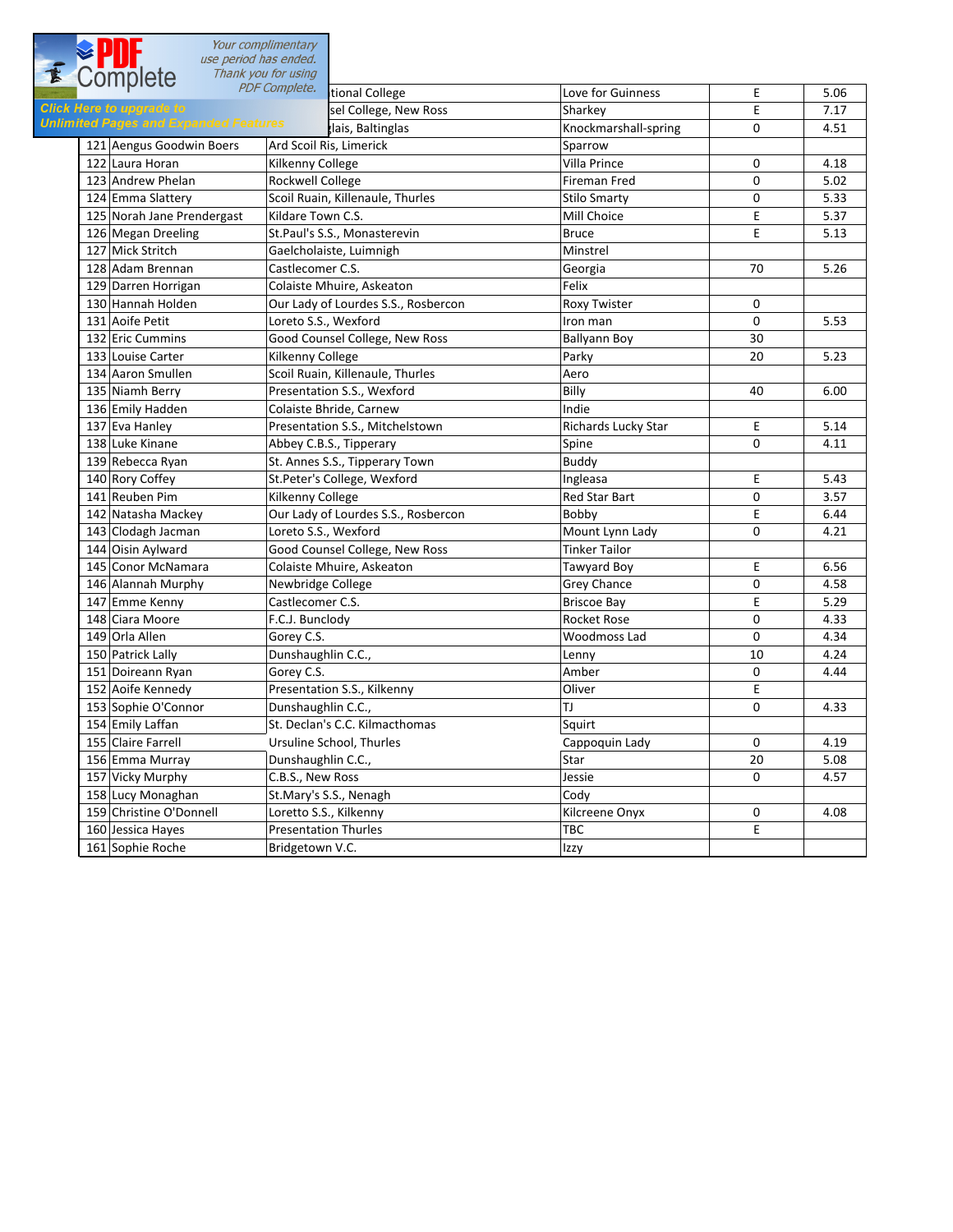| | | | | | |
|---|---|---|---|---|---|
| | | tional College | Love for Guinness | E | 5.06 |
| | | sel College, New Ross | Sharkey | E | 7.17 |
| | | lais, Baltinglas | Knockmarshall-spring | 0 | 4.51 |
| 121 | Aengus Goodwin Boers | Ard Scoil Ris, Limerick | Sparrow | | |
| 122 | Laura Horan | Kilkenny College | Villa Prince | 0 | 4.18 |
| 123 | Andrew Phelan | Rockwell College | Fireman Fred | 0 | 5.02 |
| 124 | Emma Slattery | Scoil Ruain, Killenaule, Thurles | Stilo Smarty | 0 | 5.33 |
| 125 | Norah Jane Prendergast | Kildare Town C.S. | Mill Choice | E | 5.37 |
| 126 | Megan Dreeling | St.Paul's S.S., Monasterevin | Bruce | E | 5.13 |
| 127 | Mick Stritch | Gaelcholaiste, Luimnigh | Minstrel | | |
| 128 | Adam Brennan | Castlecomer C.S. | Georgia | 70 | 5.26 |
| 129 | Darren Horrigan | Colaiste Mhuire, Askeaton | Felix | | |
| 130 | Hannah Holden | Our Lady of Lourdes S.S., Rosbercon | Roxy Twister | 0 | |
| 131 | Aoife Petit | Loreto S.S., Wexford | Iron man | 0 | 5.53 |
| 132 | Eric Cummins | Good Counsel College, New Ross | Ballyann Boy | 30 | |
| 133 | Louise Carter | Kilkenny College | Parky | 20 | 5.23 |
| 134 | Aaron Smullen | Scoil Ruain, Killenaule, Thurles | Aero | | |
| 135 | Niamh Berry | Presentation S.S., Wexford | Billy | 40 | 6.00 |
| 136 | Emily Hadden | Colaiste Bhride, Carnew | Indie | | |
| 137 | Eva Hanley | Presentation S.S., Mitchelstown | Richards Lucky Star | E | 5.14 |
| 138 | Luke Kinane | Abbey C.B.S., Tipperary | Spine | 0 | 4.11 |
| 139 | Rebecca Ryan | St. Annes S.S., Tipperary Town | Buddy | | |
| 140 | Rory Coffey | St.Peter's College, Wexford | Inglesa | E | 5.43 |
| 141 | Reuben Pim | Kilkenny College | Red Star Bart | 0 | 3.57 |
| 142 | Natasha Mackey | Our Lady of Lourdes S.S., Rosbercon | Bobby | E | 6.44 |
| 143 | Clodagh Jacman | Loreto S.S., Wexford | Mount Lynn Lady | 0 | 4.21 |
| 144 | Oisin Aylward | Good Counsel College, New Ross | Tinker Tailor | | |
| 145 | Conor McNamara | Colaiste Mhuire, Askeaton | Tawyard Boy | E | 6.56 |
| 146 | Alannah Murphy | Newbridge College | Grey Chance | 0 | 4.58 |
| 147 | Emme Kenny | Castlecomer C.S. | Briscoe Bay | E | 5.29 |
| 148 | Ciara Moore | F.C.J. Bunclody | Rocket Rose | 0 | 4.33 |
| 149 | Orla Allen | Gorey C.S. | Woodmoss Lad | 0 | 4.34 |
| 150 | Patrick Lally | Dunshaughlin C.C., | Lenny | 10 | 4.24 |
| 151 | Doireann Ryan | Gorey C.S. | Amber | 0 | 4.44 |
| 152 | Aoife Kennedy | Presentation S.S., Kilkenny | Oliver | E | |
| 153 | Sophie O'Connor | Dunshaughlin C.C., | TJ | 0 | 4.33 |
| 154 | Emily Laffan | St. Declan's C.C. Kilmacthomas | Squirt | | |
| 155 | Claire Farrell | Ursuline School, Thurles | Cappoquin Lady | 0 | 4.19 |
| 156 | Emma Murray | Dunshaughlin C.C., | Star | 20 | 5.08 |
| 157 | Vicky Murphy | C.B.S., New Ross | Jessie | 0 | 4.57 |
| 158 | Lucy Monaghan | St.Mary's S.S., Nenagh | Cody | | |
| 159 | Christine O'Donnell | Loretto S.S., Kilkenny | Kilcreene Onyx | 0 | 4.08 |
| 160 | Jessica Hayes | Presentation Thurles | TBC | E | |
| 161 | Sophie Roche | Bridgetown V.C. | Izzy | | |